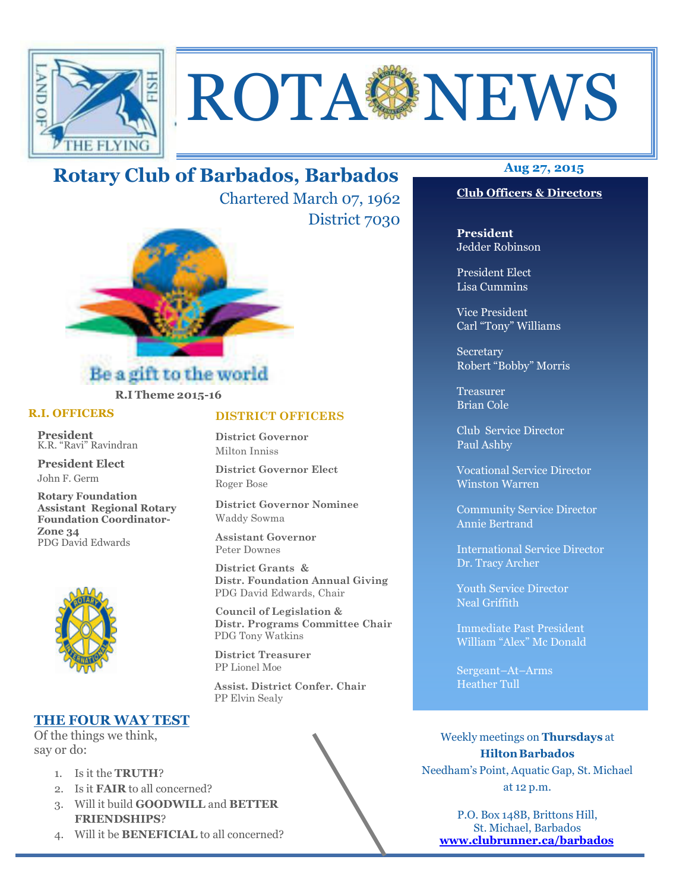# ROTA NEWS

## Rotary Club of Barbados, Barbados

Chartered March 07, 1962
District 7030

Be a gift to the world

**R.I Theme 2015-16**

### R.I. OFFICERS

**President**
K.R. "Ravi" Ravindran

**President Elect**
John F. Germ

**Rotary Foundation Assistant Regional Rotary Foundation Coordinator-Zone 34**
PDG David Edwards

### DISTRICT OFFICERS

**District Governor**
Milton Inniss

**District Governor Elect**
Roger Bose

**District Governor Nominee**
Waddy Sowma

**Assistant Governor**
Peter Downes

**District Grants & Distr. Foundation Annual Giving**
PDG David Edwards, Chair

**Council of Legislation & Distr. Programs Committee Chair**
PDG Tony Watkins

**District Treasurer**
PP Lionel Moe

**Assist. District Confer. Chair**
PP Elvin Sealy

### THE FOUR WAY TEST

Of the things we think, say or do:

1. Is it the **TRUTH**?
2. Is it **FAIR** to all concerned?
3. Will it build **GOODWILL** and **BETTER FRIENDSHIPS**?
4. Will it be **BENEFICIAL** to all concerned?

**Aug 27, 2015**

### Club Officers & Directors

**President**
Jedder Robinson

President Elect
Lisa Cummins

Vice President
Carl "Tony" Williams

Secretary
Robert "Bobby" Morris

Treasurer
Brian Cole

Club Service Director
Paul Ashby

Vocational Service Director
Winston Warren

Community Service Director
Annie Bertrand

International Service Director
Dr. Tracy Archer

Youth Service Director
Neal Griffith

Immediate Past President
William "Alex" Mc Donald

Sergeant–At–Arms
Heather Tull

Weekly meetings on **Thursdays** at **Hilton Barbados**
Needham's Point, Aquatic Gap, St. Michael at 12 p.m.

P.O. Box 148B, Brittons Hill,
St. Michael, Barbados
**www.clubrunner.ca/barbados**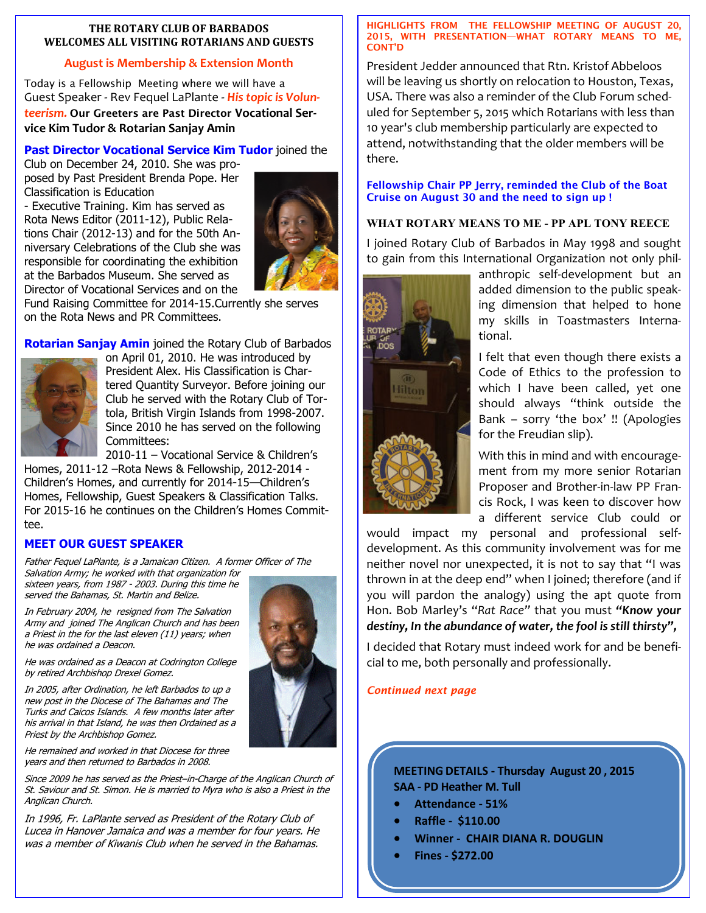**THE ROTARY CLUB OF BARBADOS**
**WELCOMES ALL VISITING ROTARIANS AND GUESTS**

**August is Membership & Extension Month**

Today is a Fellowship Meeting where we will have a Guest Speaker - Rev Fequel LaPlante - ***His topic is Volunteerism.*** **Our Greeters are Past Director Vocational Service Kim Tudor & Rotarian Sanjay Amin**

**Past Director Vocational Service Kim Tudor** joined the Club on December 24, 2010. She was proposed by Past President Brenda Pope. Her Classification is Education - Executive Training. Kim has served as Rota News Editor (2011-12), Public Relations Chair (2012-13) and for the 50th Anniversary Celebrations of the Club she was responsible for coordinating the exhibition at the Barbados Museum. She served as Director of Vocational Services and on the Fund Raising Committee for 2014-15.Currently she serves on the Rota News and PR Committees.

**Rotarian Sanjay Amin** joined the Rotary Club of Barbados on April 01, 2010. He was introduced by President Alex. His Classification is Chartered Quantity Surveyor. Before joining our Club he served with the Rotary Club of Tortola, British Virgin Islands from 1998-2007. Since 2010 he has served on the following Committees:
2010-11 – Vocational Service & Children's Homes, 2011-12 –Rota News & Fellowship, 2012-2014 - Children's Homes, and currently for 2014-15—Children's Homes, Fellowship, Guest Speakers & Classification Talks. For 2015-16 he continues on the Children's Homes Committee.

## MEET OUR GUEST SPEAKER

*Father Fequel LaPlante, is a Jamaican Citizen. A former Officer of The Salvation Army; he worked with that organization for sixteen years, from 1987 - 2003. During this time he served the Bahamas, St. Martin and Belize.*

*In February 2004, he resigned from The Salvation Army and joined The Anglican Church and has been a Priest in the for the last eleven (11) years; when he was ordained a Deacon.*

*He was ordained as a Deacon at Codrington College by retired Archbishop Drexel Gomez.*

*In 2005, after Ordination, he left Barbados to up a new post in the Diocese of The Bahamas and The Turks and Caicos Islands. A few months later after his arrival in that Island, he was then Ordained as a Priest by the Archbishop Gomez.*

*He remained and worked in that Diocese for three years and then returned to Barbados in 2008.*

*Since 2009 he has served as the Priest–in-Charge of the Anglican Church of St. Saviour and St. Simon. He is married to Myra who is also a Priest in the Anglican Church.*

*In 1996, Fr. LaPlante served as President of the Rotary Club of Lucea in Hanover Jamaica and was a member for four years. He was a member of Kiwanis Club when he served in the Bahamas.*

**HIGHLIGHTS FROM THE FELLOWSHIP MEETING OF AUGUST 20, 2015, WITH PRESENTATION—WHAT ROTARY MEANS TO ME, CONT'D**

President Jedder announced that Rtn. Kristof Abbeloos will be leaving us shortly on relocation to Houston, Texas, USA. There was also a reminder of the Club Forum scheduled for September 5, 2015 which Rotarians with less than 10 year's club membership particularly are expected to attend, notwithstanding that the older members will be there.

**Fellowship Chair PP Jerry, reminded the Club of the Boat Cruise on August 30 and the need to sign up !**

**WHAT ROTARY MEANS TO ME - PP APL TONY REECE**

I joined Rotary Club of Barbados in May 1998 and sought to gain from this International Organization not only philanthropic self-development but an added dimension to the public speaking dimension that helped to hone my skills in Toastmasters International.

I felt that even though there exists a Code of Ethics to the profession to which I have been called, yet one should always "think outside the Bank – sorry 'the box' !! (Apologies for the Freudian slip).

With this in mind and with encouragement from my more senior Rotarian Proposer and Brother-in-law PP Francis Rock, I was keen to discover how a different service Club could or would impact my personal and professional self-development. As this community involvement was for me neither novel nor unexpected, it is not to say that "I was thrown in at the deep end" when I joined; therefore (and if you will pardon the analogy) using the apt quote from Hon. Bob Marley's "*Rat Race*" that you must ***"Know your destiny, In the abundance of water, the fool is still thirsty",***

I decided that Rotary must indeed work for and be beneficial to me, both personally and professionally.

***Continued next page***

**MEETING DETAILS - Thursday August 20 , 2015**
**SAA - PD Heather M. Tull**

- **Attendance - 51%**
- **Raffle - $110.00**
- **Winner - CHAIR DIANA R. DOUGLIN**
- **Fines - $272.00**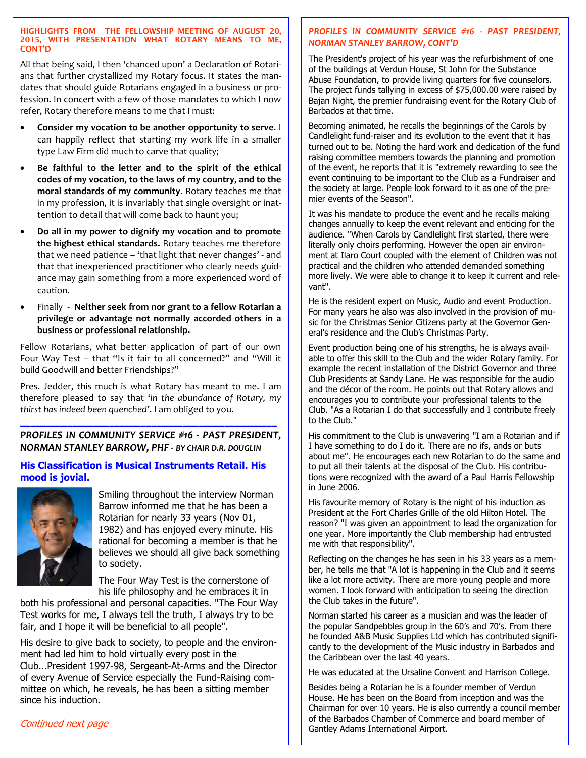### HIGHLIGHTS FROM THE FELLOWSHIP MEETING OF AUGUST 20, 2015, WITH PRESENTATION—WHAT ROTARY MEANS TO ME, CONT'D

All that being said, I then 'chanced upon' a Declaration of Rotarians that further crystallized my Rotary focus. It states the mandates that should guide Rotarians engaged in a business or profession. In concert with a few of those mandates to which I now refer, Rotary therefore means to me that I must:

- **Consider my vocation to be another opportunity to serve**. I can happily reflect that starting my work life in a smaller type Law Firm did much to carve that quality;
- **Be faithful to the letter and to the spirit of the ethical codes of my vocation, to the laws of my country, and to the moral standards of my community**. Rotary teaches me that in my profession, it is invariably that single oversight or inattention to detail that will come back to haunt you;
- **Do all in my power to dignify my vocation and to promote the highest ethical standards.** Rotary teaches me therefore that we need patience – 'that light that never changes' - and that that inexperienced practitioner who clearly needs guidance may gain something from a more experienced word of caution.
- Finally - **Neither seek from nor grant to a fellow Rotarian a privilege or advantage not normally accorded others in a business or professional relationship.**

Fellow Rotarians, what better application of part of our own Four Way Test – that "Is it fair to all concerned?" and "Will it build Goodwill and better Friendships?"

Pres. Jedder, this much is what Rotary has meant to me. I am therefore pleased to say that *'in the abundance of Rotary, my thirst has indeed been quenched'*. I am obliged to you.

---

### *PROFILES IN COMMUNITY SERVICE #16 - PAST PRESIDENT, NORMAN STANLEY BARROW, PHF - BY CHAIR D.R. DOUGLIN*

**His Classification is Musical Instruments Retail. His mood is jovial.**

Smiling throughout the interview Norman Barrow informed me that he has been a Rotarian for nearly 33 years (Nov 01, 1982) and has enjoyed every minute. His rational for becoming a member is that he believes we should all give back something to society.

The Four Way Test is the cornerstone of his life philosophy and he embraces it in both his professional and personal capacities. "The Four Way Test works for me, I always tell the truth, I always try to be fair, and I hope it will be beneficial to all people".

His desire to give back to society, to people and the environment had led him to hold virtually every post in the Club...President 1997-98, Sergeant-At-Arms and the Director of every Avenue of Service especially the Fund-Raising committee on which, he reveals, he has been a sitting member since his induction.

*Continued next page*

### *PROFILES IN COMMUNITY SERVICE #16 - PAST PRESIDENT, NORMAN STANLEY BARROW, CONT'D*

The President's project of his year was the refurbishment of one of the buildings at Verdun House, St John for the Substance Abuse Foundation, to provide living quarters for five counselors. The project funds tallying in excess of $75,000.00 were raised by Bajan Night, the premier fundraising event for the Rotary Club of Barbados at that time.

Becoming animated, he recalls the beginnings of the Carols by Candlelight fund-raiser and its evolution to the event that it has turned out to be. Noting the hard work and dedication of the fund raising committee members towards the planning and promotion of the event, he reports that it is "extremely rewarding to see the event continuing to be important to the Club as a Fundraiser and the society at large. People look forward to it as one of the premier events of the Season".

It was his mandate to produce the event and he recalls making changes annually to keep the event relevant and enticing for the audience. "When Carols by Candlelight first started, there were literally only choirs performing. However the open air environment at Ilaro Court coupled with the element of Children was not practical and the children who attended demanded something more lively. We were able to change it to keep it current and relevant".

He is the resident expert on Music, Audio and event Production. For many years he also was also involved in the provision of music for the Christmas Senior Citizens party at the Governor General's residence and the Club's Christmas Party.

Event production being one of his strengths, he is always available to offer this skill to the Club and the wider Rotary family. For example the recent installation of the District Governor and three Club Presidents at Sandy Lane. He was responsible for the audio and the décor of the room. He points out that Rotary allows and encourages you to contribute your professional talents to the Club. "As a Rotarian I do that successfully and I contribute freely to the Club."

His commitment to the Club is unwavering "I am a Rotarian and if I have something to do I do it. There are no ifs, ands or buts about me". He encourages each new Rotarian to do the same and to put all their talents at the disposal of the Club. His contributions were recognized with the award of a Paul Harris Fellowship in June 2006.

His favourite memory of Rotary is the night of his induction as President at the Fort Charles Grille of the old Hilton Hotel. The reason? "I was given an appointment to lead the organization for one year. More importantly the Club membership had entrusted me with that responsibility".

Reflecting on the changes he has seen in his 33 years as a member, he tells me that "A lot is happening in the Club and it seems like a lot more activity. There are more young people and more women. I look forward with anticipation to seeing the direction the Club takes in the future".

Norman started his career as a musician and was the leader of the popular Sandpebbles group in the 60's and 70's. From there he founded A&B Music Supplies Ltd which has contributed significantly to the development of the Music industry in Barbados and the Caribbean over the last 40 years.

He was educated at the Ursaline Convent and Harrison College.

Besides being a Rotarian he is a founder member of Verdun House. He has been on the Board from inception and was the Chairman for over 10 years. He is also currently a council member of the Barbados Chamber of Commerce and board member of Gantley Adams International Airport.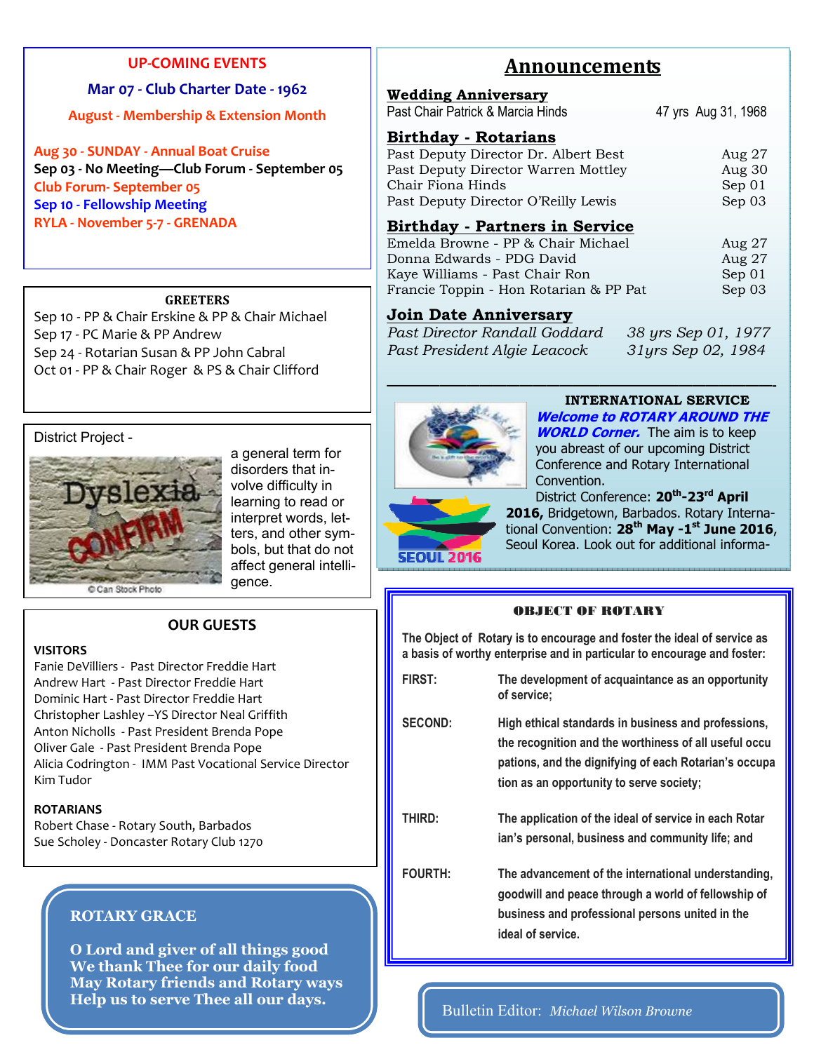## UP-COMING EVENTS

**Mar 07 - Club Charter Date - 1962**

**August - Membership & Extension Month**

**Aug 30 - SUNDAY - Annual Boat Cruise**
**Sep 03 - No Meeting—Club Forum - September 05**
**Club Forum- September 05**
**Sep 10 - Fellowship Meeting**
**RYLA - November 5-7 - GRENADA**

### GREETERS

Sep 10 - PP & Chair Erskine & PP & Chair Michael
Sep 17 - PC Marie & PP Andrew
Sep 24 - Rotarian Susan & PP John Cabral
Oct 01 - PP & Chair Roger & PS & Chair Clifford

### District Project -

Dyslexia CONFIRM

© Can Stock Photo

a general term for disorders that involve difficulty in learning to read or interpret words, letters, and other symbols, but that do not affect general intelligence.

### OUR GUESTS

**VISITORS**
Fanie DeVilliers - Past Director Freddie Hart
Andrew Hart - Past Director Freddie Hart
Dominic Hart - Past Director Freddie Hart
Christopher Lashley –YS Director Neal Griffith
Anton Nicholls - Past President Brenda Pope
Oliver Gale - Past President Brenda Pope
Alicia Codrington - IMM Past Vocational Service Director
Kim Tudor

**ROTARIANS**
Robert Chase - Rotary South, Barbados
Sue Scholey - Doncaster Rotary Club 1270

### ROTARY GRACE

**O Lord and giver of all things good**
**We thank Thee for our daily food**
**May Rotary friends and Rotary ways**
**Help us to serve Thee all our days.**

# Announcements

### Wedding Anniversary

Past Chair Patrick & Marcia Hinds — 47 yrs Aug 31, 1968

### Birthday - Rotarians

| | |
|---|---|
| Past Deputy Director Dr. Albert Best | Aug 27 |
| Past Deputy Director Warren Mottley | Aug 30 |
| Chair Fiona Hinds | Sep 01 |
| Past Deputy Director O'Reilly Lewis | Sep 03 |

### Birthday - Partners in Service

| | |
|---|---|
| Emelda Browne - PP & Chair Michael | Aug 27 |
| Donna Edwards - PDG David | Aug 27 |
| Kaye Williams - Past Chair Ron | Sep 01 |
| Francie Toppin - Hon Rotarian & PP Pat | Sep 03 |

### Join Date Anniversary

| | |
|---|---|
| *Past Director Randall Goddard* | *38 yrs Sep 01, 1977* |
| *Past President Algie Leacock* | *31yrs Sep 02, 1984* |

### INTERNATIONAL SERVICE

***Welcome to ROTARY AROUND THE WORLD Corner.*** The aim is to keep you abreast of our upcoming District Conference and Rotary International Convention.

District Conference: **20th-23rd April 2016,** Bridgetown, Barbados. Rotary International Convention: **28th May -1st June 2016**, Seoul Korea. Look out for additional informa-

SEOUL 2016

### OBJECT OF ROTARY

**The Object of Rotary is to encourage and foster the ideal of service as a basis of worthy enterprise and in particular to encourage and foster:**

**FIRST:** **The development of acquaintance as an opportunity of service;**

**SECOND:** **High ethical standards in business and professions, the recognition and the worthiness of all useful occupations, and the dignifying of each Rotarian's occupation as an opportunity to serve society;**

**THIRD:** **The application of the ideal of service in each Rotarian's personal, business and community life; and**

**FOURTH:** **The advancement of the international understanding, goodwill and peace through a world of fellowship of business and professional persons united in the ideal of service.**

Bulletin Editor: *Michael Wilson Browne*